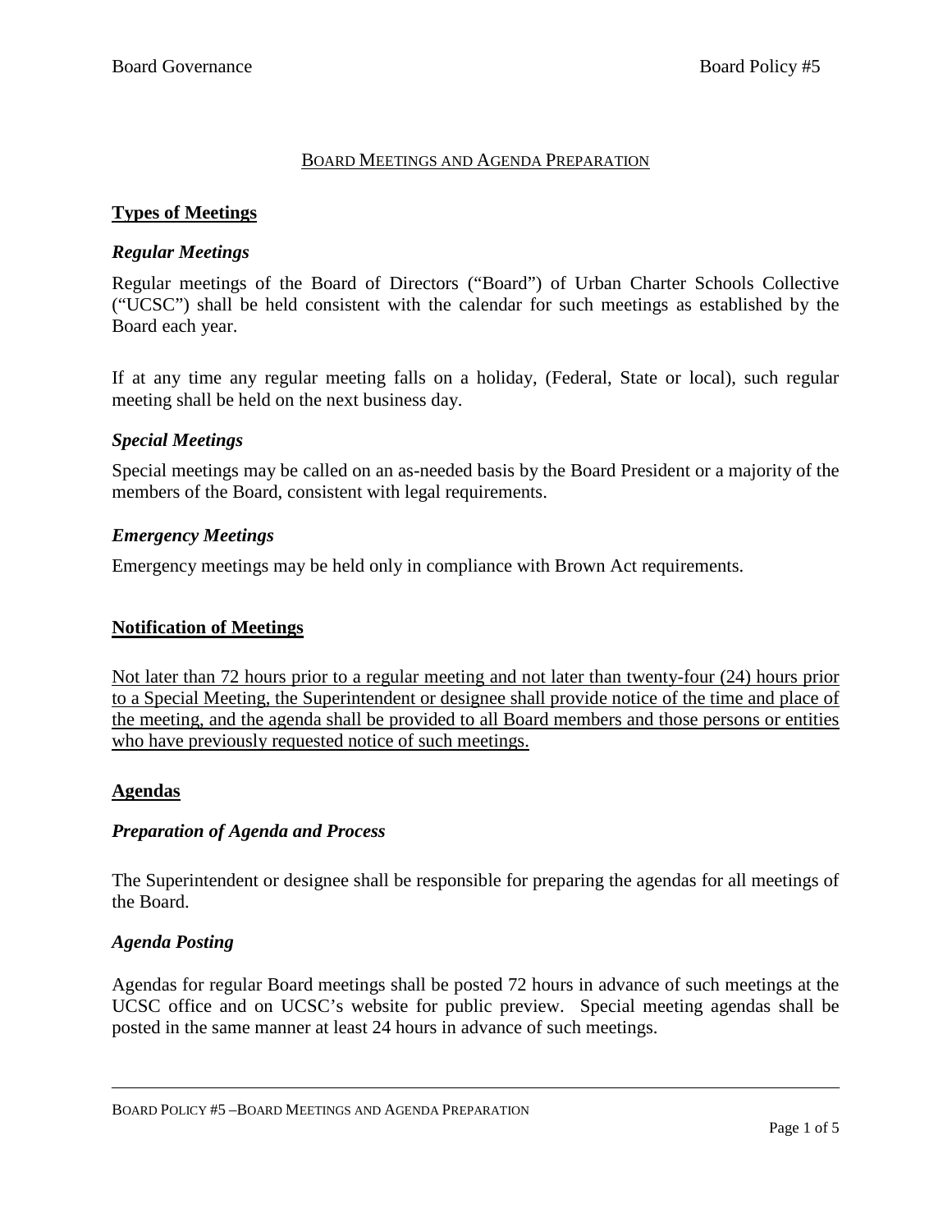# BOARD MEETINGS AND AGENDA PREPARATION

## Types of Meetings

### *Regular Meetings*

Regular meetings of the Board of Directors ("Board") of Urban Charter Schools Collective ("UCSC") shall be held consistent with the calendar for such meetings as established by the Board each year.

If at any time any regular meeting falls on a holiday, (Federal, State or local), such regular meeting shall be held on the next business day.

### *Special Meetings*

Special meetings may be called on an as-needed basis by the Board President or a majority of the members of the Board, consistent with legal requirements.

### *Emergency Meetings*

Emergency meetings may be held only in compliance with Brown Act requirements.

## Notification of Meetings

<u>Not later than 72 hours prior to a regular meeting and not later than twenty-four (24) hours prior to a Special Meeting, the Superintendent or designee shall provide notice of the time and place of the meeting, and the agenda shall be provided to all Board members and those persons or entities who have previously requested notice of such meetings.</u>

## Agendas

### *Preparation of Agenda and Process*

The Superintendent or designee shall be responsible for preparing the agendas for all meetings of the Board.

### *Agenda Posting*

Agendas for regular Board meetings shall be posted 72 hours in advance of such meetings at the UCSC office and on UCSC's website for public preview. Special meeting agendas shall be posted in the same manner at least 24 hours in advance of such meetings.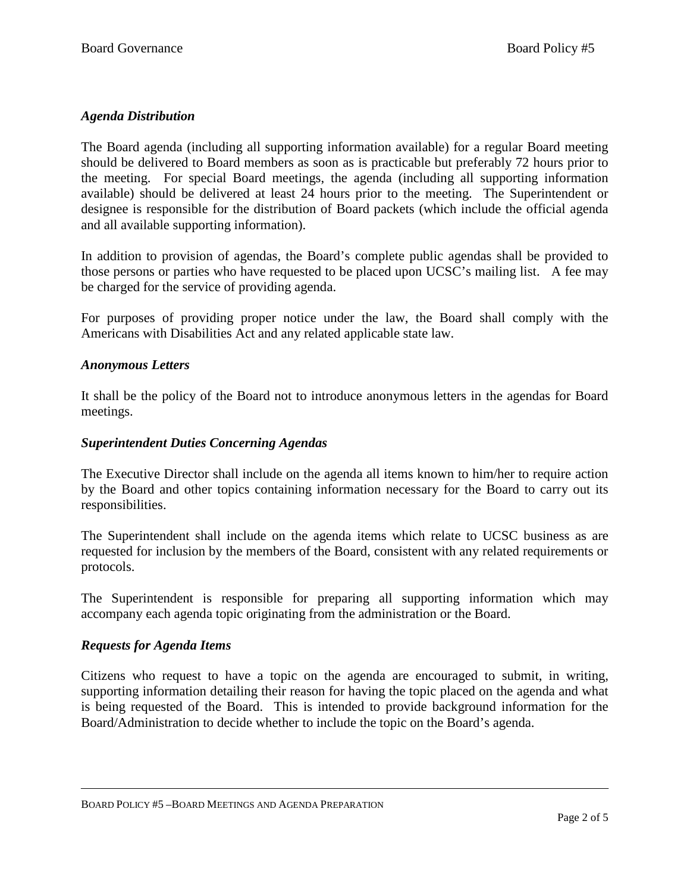### *Agenda Distribution*

The Board agenda (including all supporting information available) for a regular Board meeting should be delivered to Board members as soon as is practicable but preferably 72 hours prior to the meeting. For special Board meetings, the agenda (including all supporting information available) should be delivered at least 24 hours prior to the meeting. The Superintendent or designee is responsible for the distribution of Board packets (which include the official agenda and all available supporting information).

In addition to provision of agendas, the Board's complete public agendas shall be provided to those persons or parties who have requested to be placed upon UCSC's mailing list. A fee may be charged for the service of providing agenda.

For purposes of providing proper notice under the law, the Board shall comply with the Americans with Disabilities Act and any related applicable state law.

### *Anonymous Letters*

It shall be the policy of the Board not to introduce anonymous letters in the agendas for Board meetings.

### *Superintendent Duties Concerning Agendas*

The Executive Director shall include on the agenda all items known to him/her to require action by the Board and other topics containing information necessary for the Board to carry out its responsibilities.

The Superintendent shall include on the agenda items which relate to UCSC business as are requested for inclusion by the members of the Board, consistent with any related requirements or protocols.

The Superintendent is responsible for preparing all supporting information which may accompany each agenda topic originating from the administration or the Board.

### *Requests for Agenda Items*

Citizens who request to have a topic on the agenda are encouraged to submit, in writing, supporting information detailing their reason for having the topic placed on the agenda and what is being requested of the Board. This is intended to provide background information for the Board/Administration to decide whether to include the topic on the Board's agenda.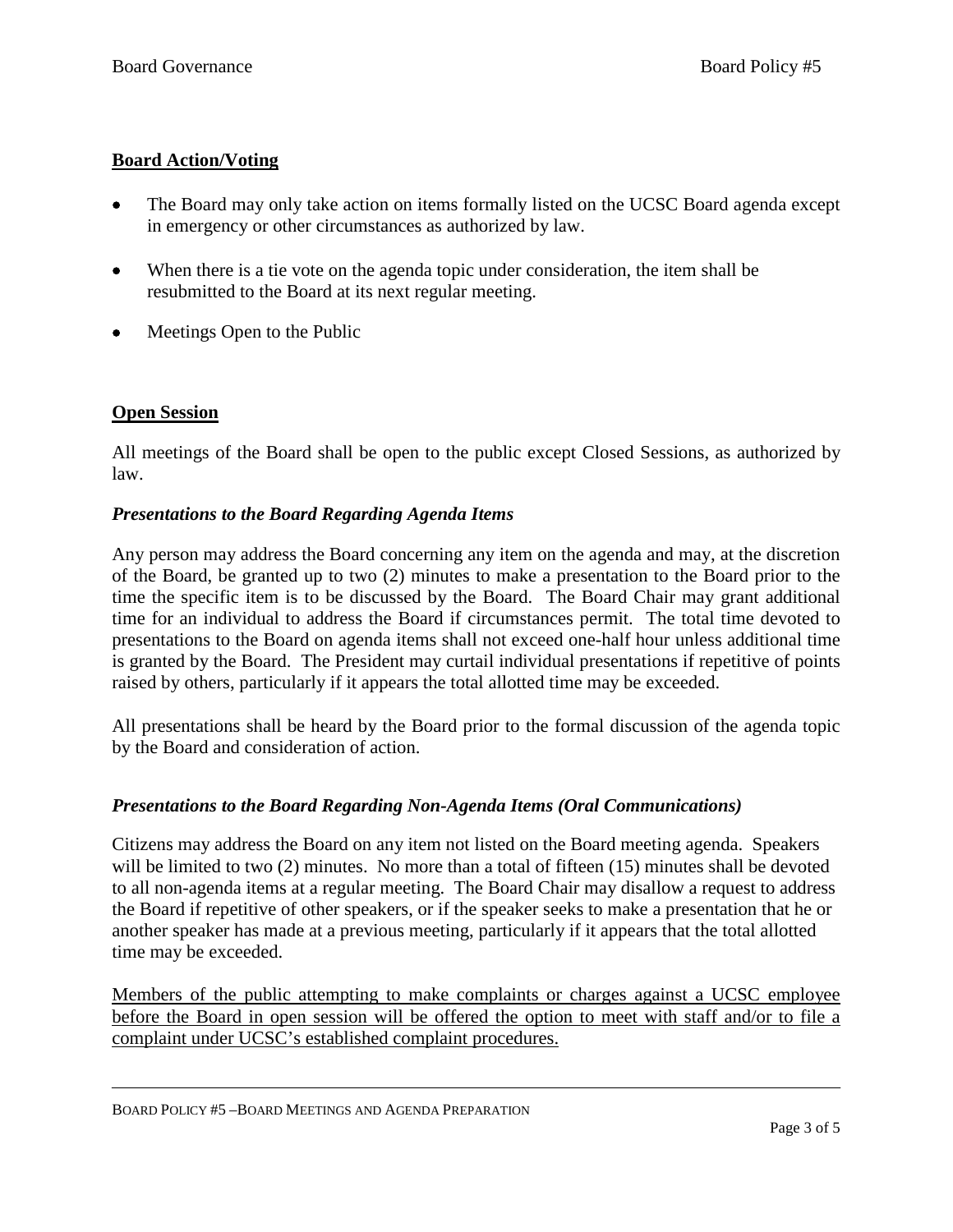## Board Action/Voting

- The Board may only take action on items formally listed on the UCSC Board agenda except in emergency or other circumstances as authorized by law.
- When there is a tie vote on the agenda topic under consideration, the item shall be resubmitted to the Board at its next regular meeting.
- Meetings Open to the Public

## Open Session

All meetings of the Board shall be open to the public except Closed Sessions, as authorized by law.

### *Presentations to the Board Regarding Agenda Items*

Any person may address the Board concerning any item on the agenda and may, at the discretion of the Board, be granted up to two (2) minutes to make a presentation to the Board prior to the time the specific item is to be discussed by the Board. The Board Chair may grant additional time for an individual to address the Board if circumstances permit. The total time devoted to presentations to the Board on agenda items shall not exceed one-half hour unless additional time is granted by the Board. The President may curtail individual presentations if repetitive of points raised by others, particularly if it appears the total allotted time may be exceeded.

All presentations shall be heard by the Board prior to the formal discussion of the agenda topic by the Board and consideration of action.

### *Presentations to the Board Regarding Non-Agenda Items (Oral Communications)*

Citizens may address the Board on any item not listed on the Board meeting agenda. Speakers will be limited to two (2) minutes. No more than a total of fifteen (15) minutes shall be devoted to all non-agenda items at a regular meeting. The Board Chair may disallow a request to address the Board if repetitive of other speakers, or if the speaker seeks to make a presentation that he or another speaker has made at a previous meeting, particularly if it appears that the total allotted time may be exceeded.

<u>Members of the public attempting to make complaints or charges against a UCSC employee before the Board in open session will be offered the option to meet with staff and/or to file a complaint under UCSC's established complaint procedures.</u>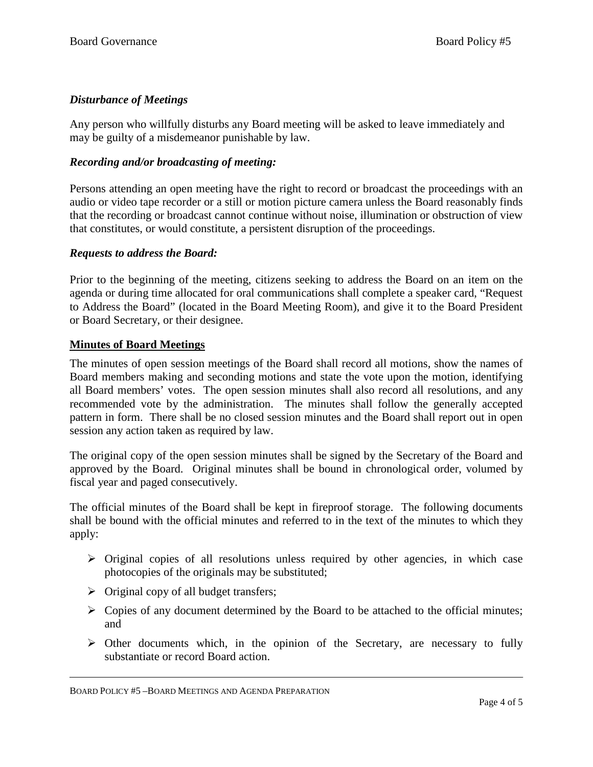### *Disturbance of Meetings*

Any person who willfully disturbs any Board meeting will be asked to leave immediately and may be guilty of a misdemeanor punishable by law.

### *Recording and/or broadcasting of meeting:*

Persons attending an open meeting have the right to record or broadcast the proceedings with an audio or video tape recorder or a still or motion picture camera unless the Board reasonably finds that the recording or broadcast cannot continue without noise, illumination or obstruction of view that constitutes, or would constitute, a persistent disruption of the proceedings.

### *Requests to address the Board:*

Prior to the beginning of the meeting, citizens seeking to address the Board on an item on the agenda or during time allocated for oral communications shall complete a speaker card, "Request to Address the Board" (located in the Board Meeting Room), and give it to the Board President or Board Secretary, or their designee.

## **Minutes of Board Meetings**

The minutes of open session meetings of the Board shall record all motions, show the names of Board members making and seconding motions and state the vote upon the motion, identifying all Board members' votes. The open session minutes shall also record all resolutions, and any recommended vote by the administration. The minutes shall follow the generally accepted pattern in form. There shall be no closed session minutes and the Board shall report out in open session any action taken as required by law.

The original copy of the open session minutes shall be signed by the Secretary of the Board and approved by the Board. Original minutes shall be bound in chronological order, volumed by fiscal year and paged consecutively.

The official minutes of the Board shall be kept in fireproof storage. The following documents shall be bound with the official minutes and referred to in the text of the minutes to which they apply:

- Original copies of all resolutions unless required by other agencies, in which case photocopies of the originals may be substituted;
- Original copy of all budget transfers;
- Copies of any document determined by the Board to be attached to the official minutes; and
- Other documents which, in the opinion of the Secretary, are necessary to fully substantiate or record Board action.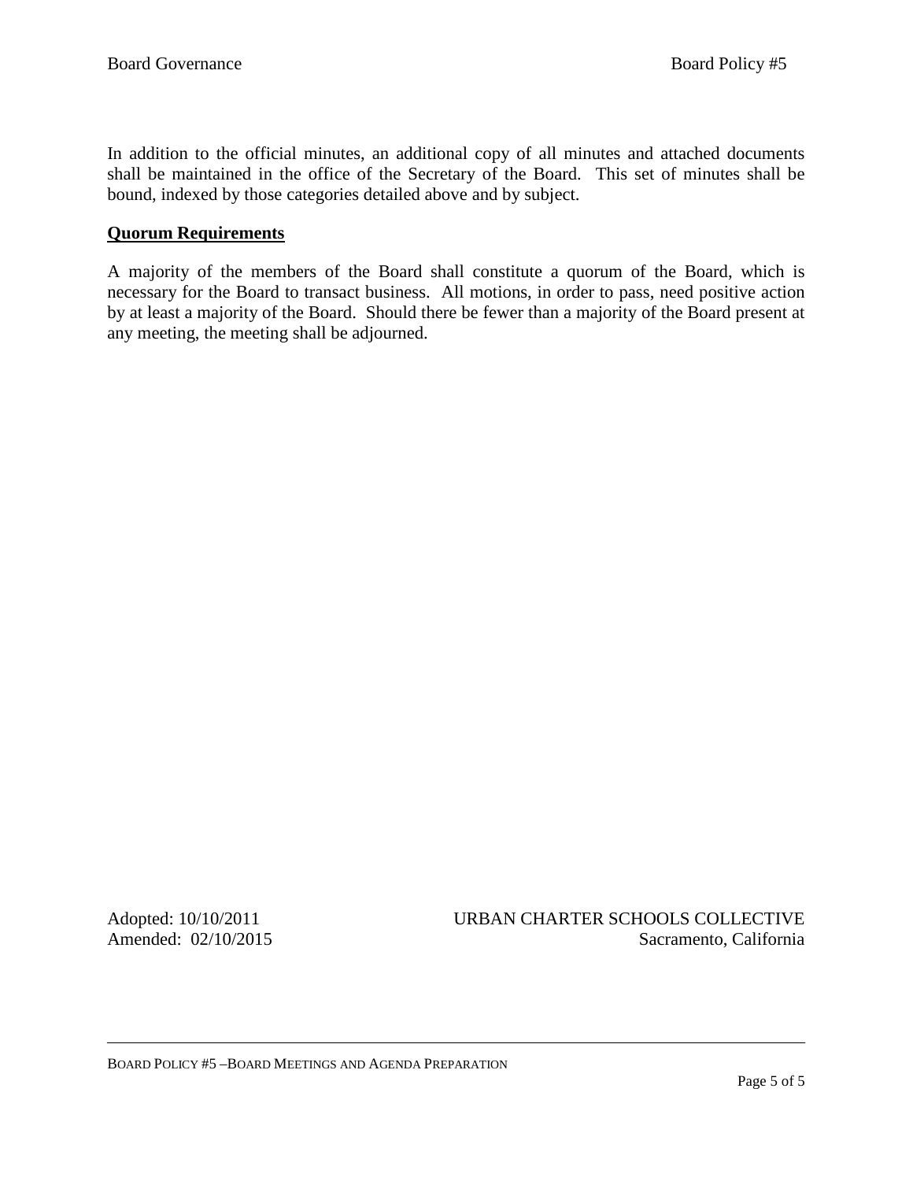In addition to the official minutes, an additional copy of all minutes and attached documents shall be maintained in the office of the Secretary of the Board. This set of minutes shall be bound, indexed by those categories detailed above and by subject.

## Quorum Requirements

A majority of the members of the Board shall constitute a quorum of the Board, which is necessary for the Board to transact business. All motions, in order to pass, need positive action by at least a majority of the Board. Should there be fewer than a majority of the Board present at any meeting, the meeting shall be adjourned.

Adopted: 10/10/2011
Amended: 02/10/2015

URBAN CHARTER SCHOOLS COLLECTIVE
Sacramento, California